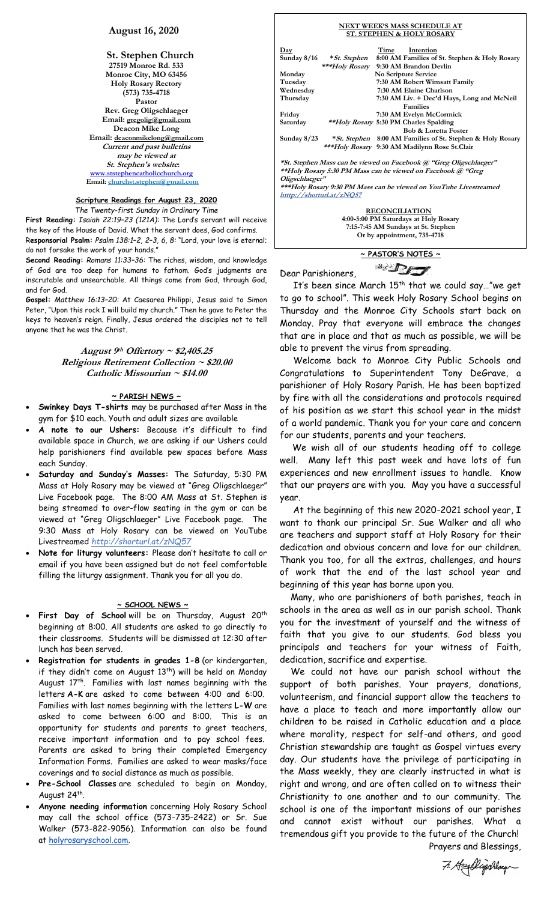## August 16, 2020

### St. Stephen Church

27519 Monroe Rd. 533
Monroe City, MO 63456
Holy Rosary Rectory
(573) 735-4718
Pastor
Rev. Greg Oligschlaeger
Email: gregolig@gmail.com
Deacon Mike Long
Email: deaconmikelong@gmail.com
*Current and past bulletins may be viewed at St. Stephen's website*:
www.ststephencatholicchurch.org
Email: churchst.stephen@gmail.com

### Scripture Readings for August 23, 2020

*The Twenty-first Sunday in Ordinary Time*

**First Reading:** *Isaiah 22:19–23 (121A):* The Lord's servant will receive the key of the House of David. What the servant does, God confirms.

**Responsorial Psalm:** *Psalm 138:1–2, 2–3, 6, 8:* "Lord, your love is eternal; do not forsake the work of your hands."

**Second Reading:** *Romans 11:33–36:* The riches, wisdom, and knowledge of God are too deep for humans to fathom. God's judgments are inscrutable and unsearchable. All things come from God, through God, and for God.

**Gospel:** *Matthew 16:13–20:* At Caesarea Philippi, Jesus said to Simon Peter, "Upon this rock I will build my church." Then he gave to Peter the keys to heaven's reign. Finally, Jesus ordered the disciples not to tell anyone that he was the Christ.

***August 9th Offertory ~ $2,405.25***
***Religious Retirement Collection ~ $20.00***
***Catholic Missourian ~ $14.00***

### ~ PARISH NEWS ~

- **Swinkey Days T-shirts** may be purchased after Mass in the gym for $10 each. Youth and adult sizes are available
- **A note to our Ushers:** Because it's difficult to find available space in Church, we are asking if our Ushers could help parishioners find available pew spaces before Mass each Sunday.
- **Saturday and Sunday's Masses:** The Saturday, 5:30 PM Mass at Holy Rosary may be viewed at "Greg Oligschlaeger" Live Facebook page. The 8:00 AM Mass at St. Stephen is being streamed to over-flow seating in the gym or can be viewed at "Greg Oligschlaeger" Live Facebook page. The 9:30 Mass at Holy Rosary can be viewed on YouTube Livestreamed *http://shorturl.at/zNQ57*
- **Note for liturgy volunteers:** Please don't hesitate to call or email if you have been assigned but do not feel comfortable filling the liturgy assignment. Thank you for all you do.

### ~ SCHOOL NEWS ~

- **First Day of School** will be on Thursday, August 20th beginning at 8:00. All students are asked to go directly to their classrooms. Students will be dismissed at 12:30 after lunch has been served.
- **Registration for students in grades 1-8** (or kindergarten, if they didn't come on August 13th) will be held on Monday August 17th. Families with last names beginning with the letters **A-K** are asked to come between 4:00 and 6:00. Families with last names beginning with the letters **L-W** are asked to come between 6:00 and 8:00. This is an opportunity for students and parents to greet teachers, receive important information and to pay school fees. Parents are asked to bring their completed Emergency Information Forms. Families are asked to wear masks/face coverings and to social distance as much as possible.
- **Pre-School Classes** are scheduled to begin on Monday, August 24th.
- **Anyone needing information** concerning Holy Rosary School may call the school office (573-735-2422) or Sr. Sue Walker (573-822-9056). Information can also be found at holyrosaryschool.com.

### NEXT WEEK'S MASS SCHEDULE AT ST. STEPHEN & HOLY ROSARY

| Day | | Time | Intention |
|---|---|---|---|
| Sunday 8/16 | **St. Stephen* | 8:00 AM | Families of St. Stephen & Holy Rosary |
| | ****Holy Rosary* | 9:30 AM | Brandon Devlin |
| Monday | | | No Scripture Service |
| Tuesday | | 7:30 AM | Robert Wimsatt Family |
| Wednesday | | 7:30 AM | Elaine Charlson |
| Thursday | | 7:30 AM | Liv. + Dec'd Hays, Long and McNeil Families |
| Friday | | 7:30 AM | Evelyn McCormick |
| Saturday | ***Holy Rosary* | 5:30 PM | Charles Spalding Bob & Loretta Foster |
| Sunday 8/23 | **St. Stephen* | 8:00 AM | Families of St. Stephen & Holy Rosary |
| | ****Holy Rosary* | 9:30 AM | Madilynn Rose St.Clair |

**\*St. Stephen Mass can be viewed on Facebook @ "Greg Oligschlaeger"**
**\*\*Holy Rosary 5:30 PM Mass can be viewed on Facebook @ "Greg Oligschlaeger"**
**\*\*\*Holy Rosary 9:30 PM Mass can be viewed on YouTube Livestreamed http://shorturl.at/zNQ57**

**RECONCILIATION**
4:00-5:00 PM Saturdays at Holy Rosary
7:15-7:45 AM Sundays at St. Stephen
Or by appointment, 735-4718

### ~ PASTOR'S NOTES ~

Dear Parishioners,

It's been since March 15th that we could say…"we get to go to school". This week Holy Rosary School begins on Thursday and the Monroe City Schools start back on Monday. Pray that everyone will embrace the changes that are in place and that as much as possible, we will be able to prevent the virus from spreading.

Welcome back to Monroe City Public Schools and Congratulations to Superintendent Tony DeGrave, a parishioner of Holy Rosary Parish. He has been baptized by fire with all the considerations and protocols required of his position as we start this school year in the midst of a world pandemic. Thank you for your care and concern for our students, parents and your teachers.

We wish all of our students heading off to college well. Many left this past week and have lots of fun experiences and new enrollment issues to handle. Know that our prayers are with you. May you have a successful year.

At the beginning of this new 2020-2021 school year, I want to thank our principal Sr. Sue Walker and all who are teachers and support staff at Holy Rosary for their dedication and obvious concern and love for our children. Thank you too, for all the extras, challenges, and hours of work that the end of the last school year and beginning of this year has borne upon you.

Many, who are parishioners of both parishes, teach in schools in the area as well as in our parish school. Thank you for the investment of yourself and the witness of faith that you give to our students. God bless you principals and teachers for your witness of Faith, dedication, sacrifice and expertise.

We could not have our parish school without the support of both parishes. Your prayers, donations, volunteerism, and financial support allow the teachers to have a place to teach and more importantly allow our children to be raised in Catholic education and a place where morality, respect for self-and others, and good Christian stewardship are taught as Gospel virtues every day. Our students have the privilege of participating in the Mass weekly, they are clearly instructed in what is right and wrong, and are often called on to witness their Christianity to one another and to our community. The school is one of the important missions of our parishes and cannot exist without our parishes. What a tremendous gift you provide to the future of the Church!

Prayers and Blessings,

Fr. Greg Oligschlaeger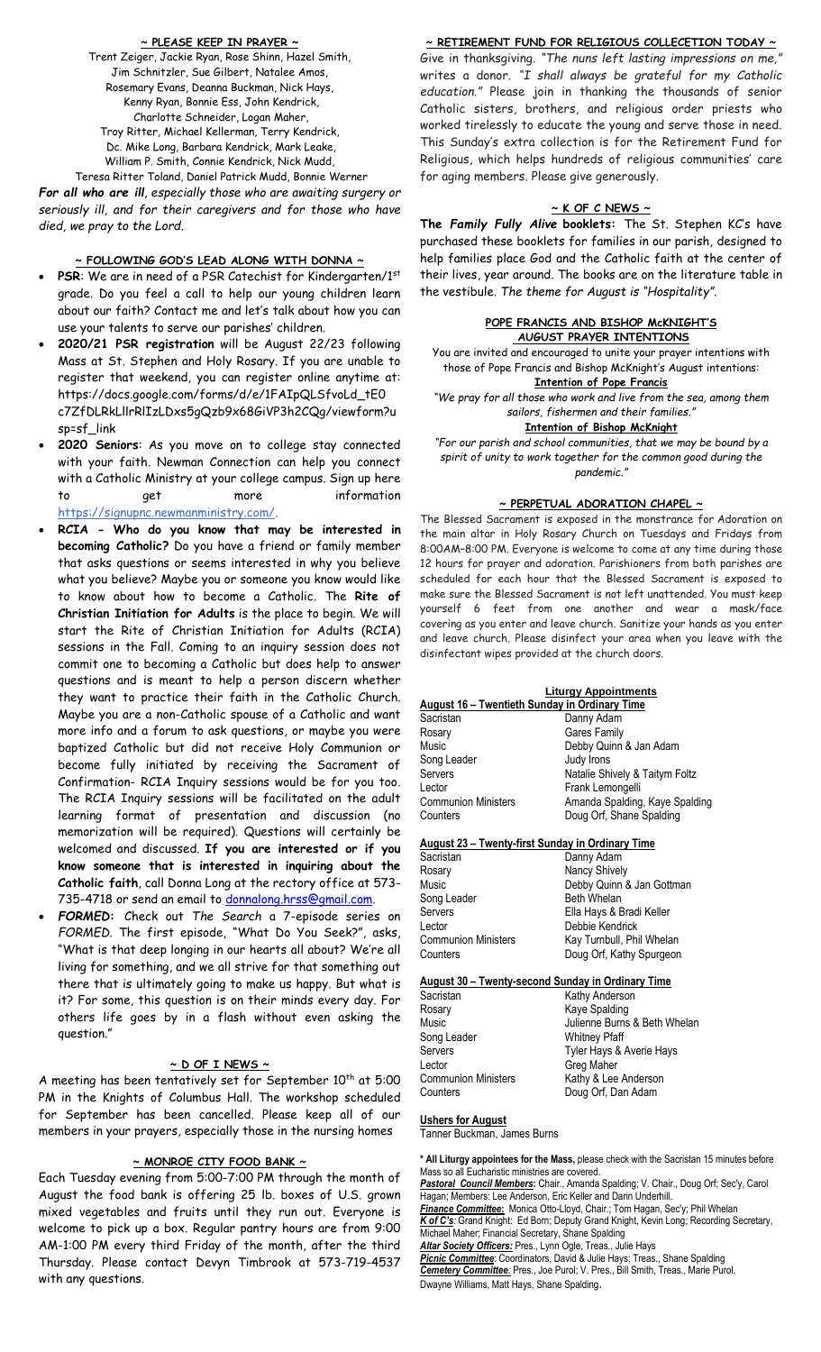## ~ PLEASE KEEP IN PRAYER ~

Trent Zeiger, Jackie Ryan, Rose Shinn, Hazel Smith, Jim Schnitzler, Sue Gilbert, Natalee Amos, Rosemary Evans, Deanna Buckman, Nick Hays, Kenny Ryan, Bonnie Ess, John Kendrick, Charlotte Schneider, Logan Maher, Troy Ritter, Michael Kellerman, Terry Kendrick, Dc. Mike Long, Barbara Kendrick, Mark Leake, William P. Smith, Connie Kendrick, Nick Mudd, Teresa Ritter Toland, Daniel Patrick Mudd, Bonnie Werner

***For all who are ill**, especially those who are awaiting surgery or seriously ill, and for their caregivers and for those who have died, we pray to the Lord.*

## ~ FOLLOWING GOD'S LEAD ALONG WITH DONNA ~

- **PSR**: We are in need of a PSR Catechist for Kindergarten/1st grade. Do you feel a call to help our young children learn about our faith? Contact me and let's talk about how you can use your talents to serve our parishes' children.
- **2020/21 PSR registration** will be August 22/23 following Mass at St. Stephen and Holy Rosary. If you are unable to register that weekend, you can register online anytime at: https://docs.google.com/forms/d/e/1FAIpQLSfvoLd_tE0c7ZfDLRkLIlrRlIzLDxs5gQzb9x68GiVP3h2CQg/viewform?usp=sf_link
- **2020 Seniors**: As you move on to college stay connected with your faith. Newman Connection can help you connect with a Catholic Ministry at your college campus. Sign up here to get more information https://signupnc.newmanministry.com/.
- **RCIA - Who do you know that may be interested in becoming Catholic?** Do you have a friend or family member that asks questions or seems interested in why you believe what you believe? Maybe you or someone you know would like to know about how to become a Catholic. The **Rite of Christian Initiation for Adults** is the place to begin. We will start the Rite of Christian Initiation for Adults (RCIA) sessions in the Fall. Coming to an inquiry session does not commit one to becoming a Catholic but does help to answer questions and is meant to help a person discern whether they want to practice their faith in the Catholic Church. Maybe you are a non-Catholic spouse of a Catholic and want more info and a forum to ask questions, or maybe you were baptized Catholic but did not receive Holy Communion or become fully initiated by receiving the Sacrament of Confirmation- RCIA Inquiry sessions would be for you too. The RCIA Inquiry sessions will be facilitated on the adult learning format of presentation and discussion (no memorization will be required). Questions will certainly be welcomed and discussed. **If you are interested or if you know someone that is interested in inquiring about the Catholic faith**, call Donna Long at the rectory office at 573-735-4718 or send an email to donnalong.hrss@gmail.com.
- ***FORMED*:** Check out *The Search* a 7-episode series on *FORMED*. The first episode, "What Do You Seek?", asks, "What is that deep longing in our hearts all about? We're all living for something, and we all strive for that something out there that is ultimately going to make us happy. But what is it? For some, this question is on their minds every day. For others life goes by in a flash without even asking the question."

## ~ D OF I NEWS ~

A meeting has been tentatively set for September 10th at 5:00 PM in the Knights of Columbus Hall. The workshop scheduled for September has been cancelled. Please keep all of our members in your prayers, especially those in the nursing homes

## ~ MONROE CITY FOOD BANK ~

Each Tuesday evening from 5:00-7:00 PM through the month of August the food bank is offering 25 lb. boxes of U.S. grown mixed vegetables and fruits until they run out. Everyone is welcome to pick up a box. Regular pantry hours are from 9:00 AM-1:00 PM every third Friday of the month, after the third Thursday. Please contact Devyn Timbrook at 573-719-4537 with any questions.

## ~ RETIREMENT FUND FOR RELIGIOUS COLLECETION TODAY ~

Give in thanksgiving. *"The nuns left lasting impressions on me,"* writes a donor. *"I shall always be grateful for my Catholic education."* Please join in thanking the thousands of senior Catholic sisters, brothers, and religious order priests who worked tirelessly to educate the young and serve those in need. This Sunday's extra collection is for the Retirement Fund for Religious, which helps hundreds of religious communities' care for aging members. Please give generously.

## ~ K OF C NEWS ~

**The *Family Fully Alive* booklets:** The St. Stephen KC's have purchased these booklets for families in our parish, designed to help families place God and the Catholic faith at the center of their lives, year around. The books are on the literature table in the vestibule. *The theme for August is "Hospitality".*

## POPE FRANCIS AND BISHOP McKNIGHT'S AUGUST PRAYER INTENTIONS

You are invited and encouraged to unite your prayer intentions with those of Pope Francis and Bishop McKnight's August intentions:

**Intention of Pope Francis**

*"We pray for all those who work and live from the sea, among them sailors, fishermen and their families."*

**Intention of Bishop McKnight**

*"For our parish and school communities, that we may be bound by a spirit of unity to work together for the common good during the pandemic."*

## ~ PERPETUAL ADORATION CHAPEL ~

The Blessed Sacrament is exposed in the monstrance for Adoration on the main altar in Holy Rosary Church on Tuesdays and Fridays from 8:00AM–8:00 PM. Everyone is welcome to come at any time during those 12 hours for prayer and adoration. Parishioners from both parishes are scheduled for each hour that the Blessed Sacrament is exposed to make sure the Blessed Sacrament is not left unattended. You must keep yourself 6 feet from one another and wear a mask/face covering as you enter and leave church. Sanitize your hands as you enter and leave church. Please disinfect your area when you leave with the disinfectant wipes provided at the church doors.

## Liturgy Appointments

**August 16 – Twentieth Sunday in Ordinary Time**

| | |
|---|---|
| Sacristan | Danny Adam |
| Rosary | Gares Family |
| Music | Debby Quinn & Jan Adam |
| Song Leader | Judy Irons |
| Servers | Natalie Shively & Taitym Foltz |
| Lector | Frank Lemongelli |
| Communion Ministers | Amanda Spalding, Kaye Spalding |
| Counters | Doug Orf, Shane Spalding |

**August 23 – Twenty-first Sunday in Ordinary Time**

| | |
|---|---|
| Sacristan | Danny Adam |
| Rosary | Nancy Shively |
| Music | Debby Quinn & Jan Gottman |
| Song Leader | Beth Whelan |
| Servers | Ella Hays & Bradi Keller |
| Lector | Debbie Kendrick |
| Communion Ministers | Kay Turnbull, Phil Whelan |
| Counters | Doug Orf, Kathy Spurgeon |

**August 30 – Twenty-second Sunday in Ordinary Time**

| | |
|---|---|
| Sacristan | Kathy Anderson |
| Rosary | Kaye Spalding |
| Music | Julienne Burns & Beth Whelan |
| Song Leader | Whitney Pfaff |
| Servers | Tyler Hays & Averie Hays |
| Lector | Greg Maher |
| Communion Ministers | Kathy & Lee Anderson |
| Counters | Doug Orf, Dan Adam |

**Ushers for August**

Tanner Buckman, James Burns

\* **All Liturgy appointees for the Mass,** please check with the Sacristan 15 minutes before Mass so all Eucharistic ministries are covered.

***Pastoral Council Members:*** Chair., Amanda Spalding; V. Chair., Doug Orf; Sec'y, Carol Hagan; Members: Lee Anderson, Eric Keller and Darin Underhill.

***Finance Committee:*** Monica Otto-Lloyd, Chair.; Tom Hagan, Sec'y; Phil Whelan

***K of C's:*** Grand Knight: Ed Born; Deputy Grand Knight, Kevin Long; Recording Secretary, Michael Maher; Financial Secretary, Shane Spalding

***Altar Society Officers:*** Pres., Lynn Ogle, Treas., Julie Hays

***Picnic Committee*:** Coordinators, David & Julie Hays; Treas., Shane Spalding

***Cemetery Committee*:** Pres., Joe Purol; V. Pres., Bill Smith, Treas., Marie Purol, Dwayne Williams, Matt Hays, Shane Spalding.